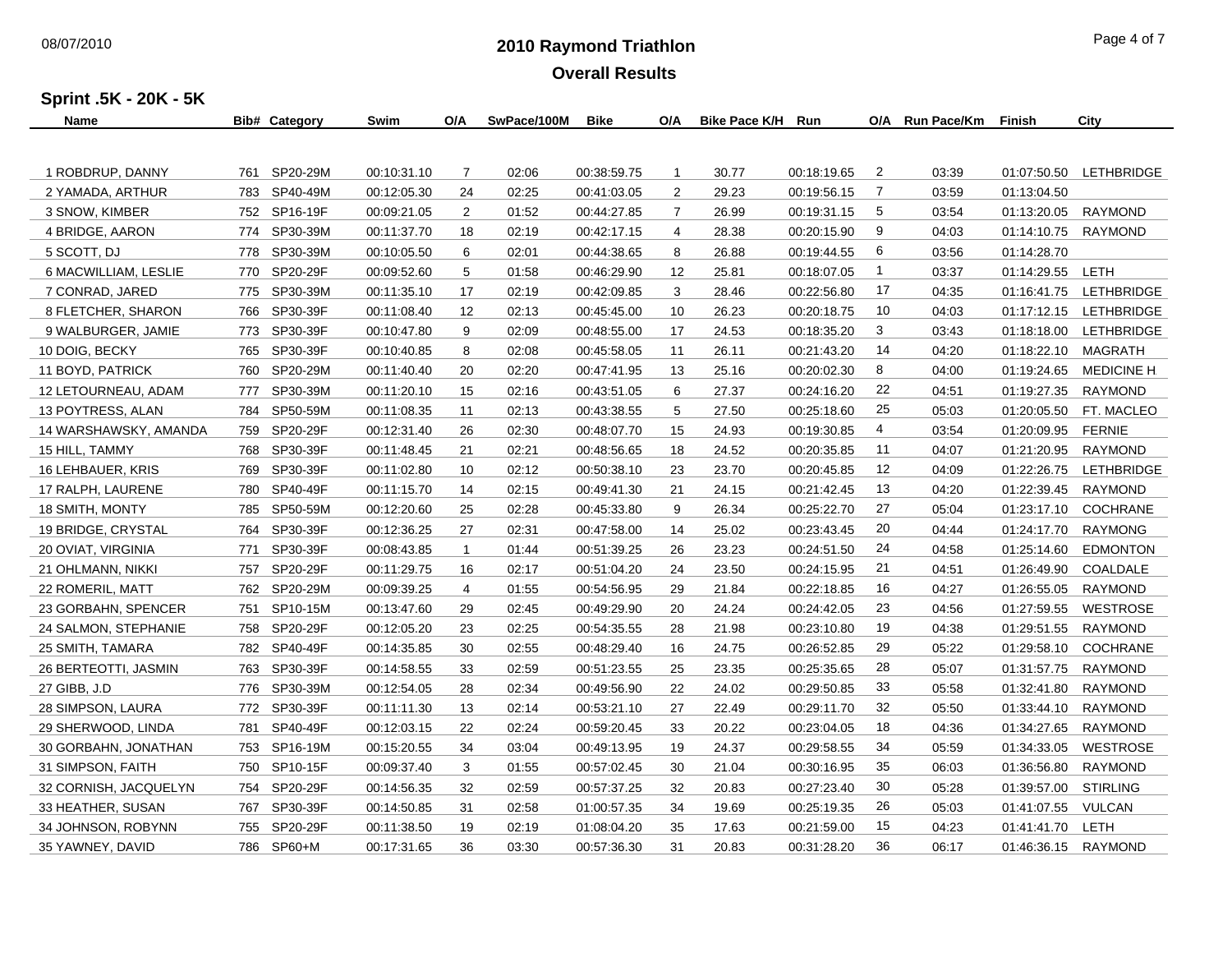# 2010 Raymond Triathlon

## Overall Results

### Sprint .5K - 20K - 5K

| Name | Bib# | Category | Swim | O/A | SwPace/100M | Bike | O/A | Bike Pace K/H | Run | O/A | Run Pace/Km | Finish | City |
|---|---|---|---|---|---|---|---|---|---|---|---|---|---|
| 1 ROBDRUP, DANNY | 761 | SP20-29M | 00:10:31.10 | 7 | 02:06 | 00:38:59.75 | 1 | 30.77 | 00:18:19.65 | 2 | 03:39 | 01:07:50.50 | LETHBRIDGE |
| 2 YAMADA, ARTHUR | 783 | SP40-49M | 00:12:05.30 | 24 | 02:25 | 00:41:03.05 | 2 | 29.23 | 00:19:56.15 | 7 | 03:59 | 01:13:04.50 | |
| 3 SNOW, KIMBER | 752 | SP16-19F | 00:09:21.05 | 2 | 01:52 | 00:44:27.85 | 7 | 26.99 | 00:19:31.15 | 5 | 03:54 | 01:13:20.05 | RAYMOND |
| 4 BRIDGE, AARON | 774 | SP30-39M | 00:11:37.70 | 18 | 02:19 | 00:42:17.15 | 4 | 28.38 | 00:20:15.90 | 9 | 04:03 | 01:14:10.75 | RAYMOND |
| 5 SCOTT, DJ | 778 | SP30-39M | 00:10:05.50 | 6 | 02:01 | 00:44:38.65 | 8 | 26.88 | 00:19:44.55 | 6 | 03:56 | 01:14:28.70 | |
| 6 MACWILLIAM, LESLIE | 770 | SP20-29F | 00:09:52.60 | 5 | 01:58 | 00:46:29.90 | 12 | 25.81 | 00:18:07.05 | 1 | 03:37 | 01:14:29.55 | LETH |
| 7 CONRAD, JARED | 775 | SP30-39M | 00:11:35.10 | 17 | 02:19 | 00:42:09.85 | 3 | 28.46 | 00:22:56.80 | 17 | 04:35 | 01:16:41.75 | LETHBRIDGE |
| 8 FLETCHER, SHARON | 766 | SP30-39F | 00:11:08.40 | 12 | 02:13 | 00:45:45.00 | 10 | 26.23 | 00:20:18.75 | 10 | 04:03 | 01:17:12.15 | LETHBRIDGE |
| 9 WALBURGER, JAMIE | 773 | SP30-39F | 00:10:47.80 | 9 | 02:09 | 00:48:55.00 | 17 | 24.53 | 00:18:35.20 | 3 | 03:43 | 01:18:18.00 | LETHBRIDGE |
| 10 DOIG, BECKY | 765 | SP30-39F | 00:10:40.85 | 8 | 02:08 | 00:45:58.05 | 11 | 26.11 | 00:21:43.20 | 14 | 04:20 | 01:18:22.10 | MAGRATH |
| 11 BOYD, PATRICK | 760 | SP20-29M | 00:11:40.40 | 20 | 02:20 | 00:47:41.95 | 13 | 25.16 | 00:20:02.30 | 8 | 04:00 | 01:19:24.65 | MEDICINE H |
| 12 LETOURNEAU, ADAM | 777 | SP30-39M | 00:11:20.10 | 15 | 02:16 | 00:43:51.05 | 6 | 27.37 | 00:24:16.20 | 22 | 04:51 | 01:19:27.35 | RAYMOND |
| 13 POYTRESS, ALAN | 784 | SP50-59M | 00:11:08.35 | 11 | 02:13 | 00:43:38.55 | 5 | 27.50 | 00:25:18.60 | 25 | 05:03 | 01:20:05.50 | FT. MACLEO |
| 14 WARSHAWSKY, AMANDA | 759 | SP20-29F | 00:12:31.40 | 26 | 02:30 | 00:48:07.70 | 15 | 24.93 | 00:19:30.85 | 4 | 03:54 | 01:20:09.95 | FERNIE |
| 15 HILL, TAMMY | 768 | SP30-39F | 00:11:48.45 | 21 | 02:21 | 00:48:56.65 | 18 | 24.52 | 00:20:35.85 | 11 | 04:07 | 01:21:20.95 | RAYMOND |
| 16 LEHBAUER, KRIS | 769 | SP30-39F | 00:11:02.80 | 10 | 02:12 | 00:50:38.10 | 23 | 23.70 | 00:20:45.85 | 12 | 04:09 | 01:22:26.75 | LETHBRIDGE |
| 17 RALPH, LAURENE | 780 | SP40-49F | 00:11:15.70 | 14 | 02:15 | 00:49:41.30 | 21 | 24.15 | 00:21:42.45 | 13 | 04:20 | 01:22:39.45 | RAYMOND |
| 18 SMITH, MONTY | 785 | SP50-59M | 00:12:20.60 | 25 | 02:28 | 00:45:33.80 | 9 | 26.34 | 00:25:22.70 | 27 | 05:04 | 01:23:17.10 | COCHRANE |
| 19 BRIDGE, CRYSTAL | 764 | SP30-39F | 00:12:36.25 | 27 | 02:31 | 00:47:58.00 | 14 | 25.02 | 00:23:43.45 | 20 | 04:44 | 01:24:17.70 | RAYMONG |
| 20 OVIAT, VIRGINIA | 771 | SP30-39F | 00:08:43.85 | 1 | 01:44 | 00:51:39.25 | 26 | 23.23 | 00:24:51.50 | 24 | 04:58 | 01:25:14.60 | EDMONTON |
| 21 OHLMANN, NIKKI | 757 | SP20-29F | 00:11:29.75 | 16 | 02:17 | 00:51:04.20 | 24 | 23.50 | 00:24:15.95 | 21 | 04:51 | 01:26:49.90 | COALDALE |
| 22 ROMERIL, MATT | 762 | SP20-29M | 00:09:39.25 | 4 | 01:55 | 00:54:56.95 | 29 | 21.84 | 00:22:18.85 | 16 | 04:27 | 01:26:55.05 | RAYMOND |
| 23 GORBAHN, SPENCER | 751 | SP10-15M | 00:13:47.60 | 29 | 02:45 | 00:49:29.90 | 20 | 24.24 | 00:24:42.05 | 23 | 04:56 | 01:27:59.55 | WESTROSE |
| 24 SALMON, STEPHANIE | 758 | SP20-29F | 00:12:05.20 | 23 | 02:25 | 00:54:35.55 | 28 | 21.98 | 00:23:10.80 | 19 | 04:38 | 01:29:51.55 | RAYMOND |
| 25 SMITH, TAMARA | 782 | SP40-49F | 00:14:35.85 | 30 | 02:55 | 00:48:29.40 | 16 | 24.75 | 00:26:52.85 | 29 | 05:22 | 01:29:58.10 | COCHRANE |
| 26 BERTEOTTI, JASMIN | 763 | SP30-39F | 00:14:58.55 | 33 | 02:59 | 00:51:23.55 | 25 | 23.35 | 00:25:35.65 | 28 | 05:07 | 01:31:57.75 | RAYMOND |
| 27 GIBB, J.D | 776 | SP30-39M | 00:12:54.05 | 28 | 02:34 | 00:49:56.90 | 22 | 24.02 | 00:29:50.85 | 33 | 05:58 | 01:32:41.80 | RAYMOND |
| 28 SIMPSON, LAURA | 772 | SP30-39F | 00:11:11.30 | 13 | 02:14 | 00:53:21.10 | 27 | 22.49 | 00:29:11.70 | 32 | 05:50 | 01:33:44.10 | RAYMOND |
| 29 SHERWOOD, LINDA | 781 | SP40-49F | 00:12:03.15 | 22 | 02:24 | 00:59:20.45 | 33 | 20.22 | 00:23:04.05 | 18 | 04:36 | 01:34:27.65 | RAYMOND |
| 30 GORBAHN, JONATHAN | 753 | SP16-19M | 00:15:20.55 | 34 | 03:04 | 00:49:13.95 | 19 | 24.37 | 00:29:58.55 | 34 | 05:59 | 01:34:33.05 | WESTROSE |
| 31 SIMPSON, FAITH | 750 | SP10-15F | 00:09:37.40 | 3 | 01:55 | 00:57:02.45 | 30 | 21.04 | 00:30:16.95 | 35 | 06:03 | 01:36:56.80 | RAYMOND |
| 32 CORNISH, JACQUELYN | 754 | SP20-29F | 00:14:56.35 | 32 | 02:59 | 00:57:37.25 | 32 | 20.83 | 00:27:23.40 | 30 | 05:28 | 01:39:57.00 | STIRLING |
| 33 HEATHER, SUSAN | 767 | SP30-39F | 00:14:50.85 | 31 | 02:58 | 01:00:57.35 | 34 | 19.69 | 00:25:19.35 | 26 | 05:03 | 01:41:07.55 | VULCAN |
| 34 JOHNSON, ROBYNN | 755 | SP20-29F | 00:11:38.50 | 19 | 02:19 | 01:08:04.20 | 35 | 17.63 | 00:21:59.00 | 15 | 04:23 | 01:41:41.70 | LETH |
| 35 YAWNEY, DAVID | 786 | SP60+M | 00:17:31.65 | 36 | 03:30 | 00:57:36.30 | 31 | 20.83 | 00:31:28.20 | 36 | 06:17 | 01:46:36.15 | RAYMOND |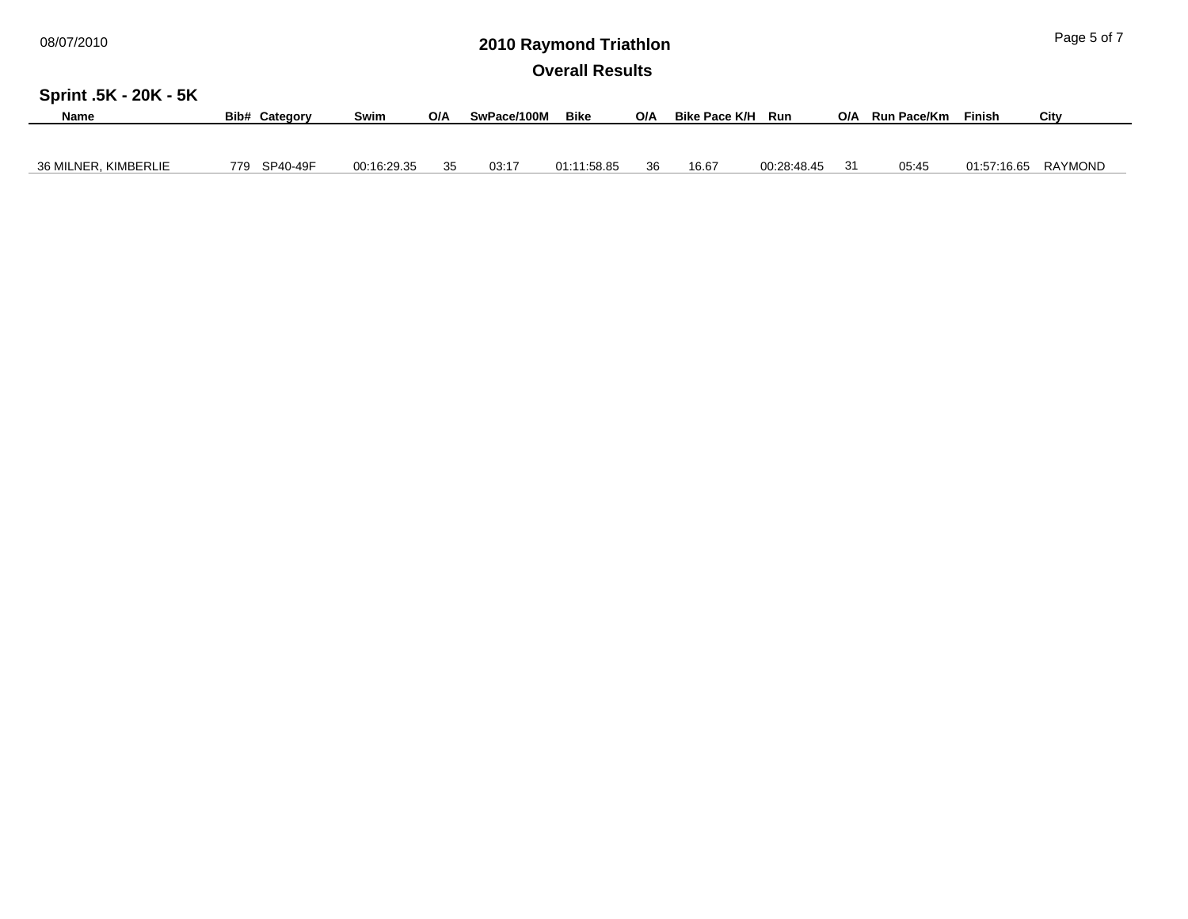## Sprint .5K - 20K - 5K

| Name | Bib# | Category | Swim | O/A | SwPace/100M | Bike | O/A | Bike Pace K/H | Run | O/A | Run Pace/Km | Finish | City |
|---|---|---|---|---|---|---|---|---|---|---|---|---|---|
| 36 MILNER, KIMBERLIE | 779 | SP40-49F | 00:16:29.35 | 35 | 03:17 | 01:11:58.85 | 36 | 16.67 | 00:28:48.45 | 31 | 05:45 | 01:57:16.65 | RAYMOND |